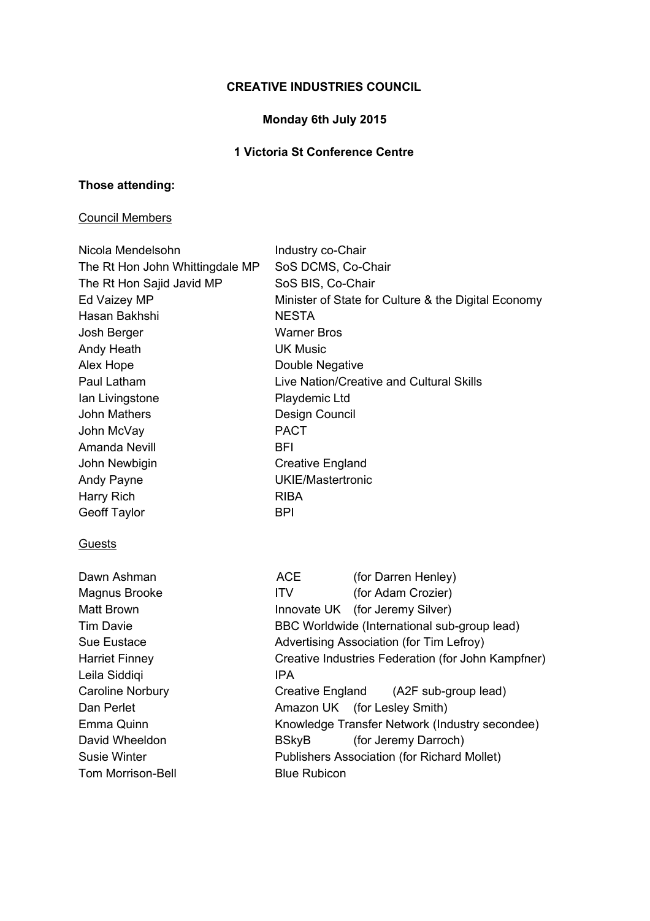**CREATIVE INDUSTRIES COUNCIL**

**Monday 6th July 2015**

**1 Victoria St Conference Centre**

**Those attending:**

Council Members

| | |
|---|---|
| Nicola Mendelsohn | Industry co-Chair |
| The Rt Hon John Whittingdale MP | SoS DCMS, Co-Chair |
| The Rt Hon Sajid Javid MP | SoS BIS, Co-Chair |
| Ed Vaizey MP | Minister of State for Culture & the Digital Economy |
| Hasan Bakhshi | NESTA |
| Josh Berger | Warner Bros |
| Andy Heath | UK Music |
| Alex Hope | Double Negative |
| Paul Latham | Live Nation/Creative and Cultural Skills |
| Ian Livingstone | Playdemic Ltd |
| John Mathers | Design Council |
| John McVay | PACT |
| Amanda Nevill | BFI |
| John Newbigin | Creative England |
| Andy Payne | UKIE/Mastertronic |
| Harry Rich | RIBA |
| Geoff Taylor | BPI |

Guests

| | |
|---|---|
| Dawn Ashman | ACE (for Darren Henley) |
| Magnus Brooke | ITV (for Adam Crozier) |
| Matt Brown | Innovate UK (for Jeremy Silver) |
| Tim Davie | BBC Worldwide (International sub-group lead) |
| Sue Eustace | Advertising Association (for Tim Lefroy) |
| Harriet Finney | Creative Industries Federation (for John Kampfner) |
| Leila Siddiqi | IPA |
| Caroline Norbury | Creative England (A2F sub-group lead) |
| Dan Perlet | Amazon UK (for Lesley Smith) |
| Emma Quinn | Knowledge Transfer Network (Industry secondee) |
| David Wheeldon | BSkyB (for Jeremy Darroch) |
| Susie Winter | Publishers Association (for Richard Mollet) |
| Tom Morrison-Bell | Blue Rubicon |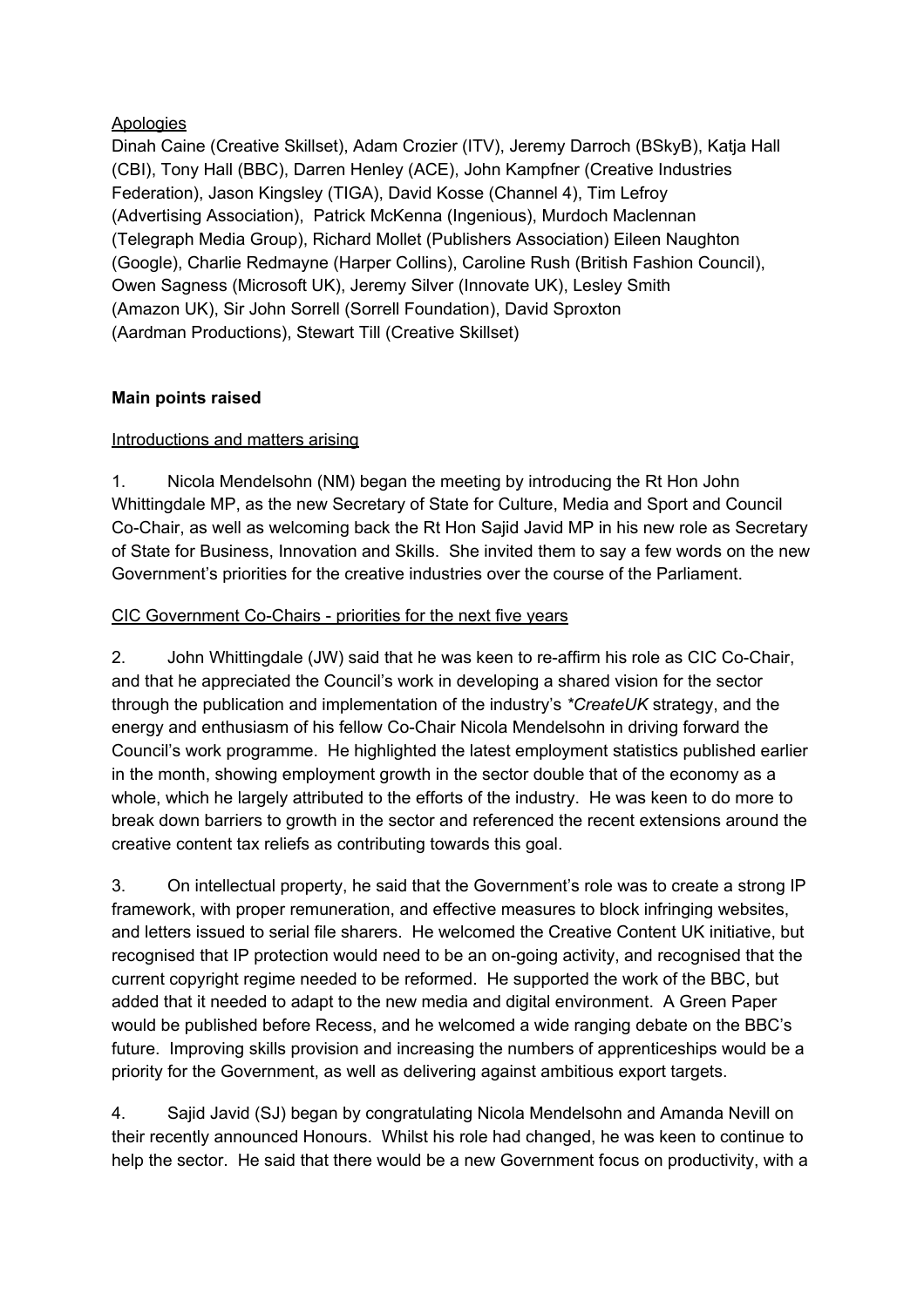Apologies

Dinah Caine (Creative Skillset), Adam Crozier (ITV), Jeremy Darroch (BSkyB), Katja Hall (CBI), Tony Hall (BBC), Darren Henley (ACE), John Kampfner (Creative Industries Federation), Jason Kingsley (TIGA), David Kosse (Channel 4), Tim Lefroy (Advertising Association), Patrick McKenna (Ingenious), Murdoch Maclennan (Telegraph Media Group), Richard Mollet (Publishers Association) Eileen Naughton (Google), Charlie Redmayne (Harper Collins), Caroline Rush (British Fashion Council), Owen Sagness (Microsoft UK), Jeremy Silver (Innovate UK), Lesley Smith (Amazon UK), Sir John Sorrell (Sorrell Foundation), David Sproxton (Aardman Productions), Stewart Till (Creative Skillset)

**Main points raised**

Introductions and matters arising

1. Nicola Mendelsohn (NM) began the meeting by introducing the Rt Hon John Whittingdale MP, as the new Secretary of State for Culture, Media and Sport and Council Co-Chair, as well as welcoming back the Rt Hon Sajid Javid MP in his new role as Secretary of State for Business, Innovation and Skills. She invited them to say a few words on the new Government's priorities for the creative industries over the course of the Parliament.

CIC Government Co-Chairs - priorities for the next five years

2. John Whittingdale (JW) said that he was keen to re-affirm his role as CIC Co-Chair, and that he appreciated the Council's work in developing a shared vision for the sector through the publication and implementation of the industry's *\*CreateUK* strategy, and the energy and enthusiasm of his fellow Co-Chair Nicola Mendelsohn in driving forward the Council's work programme. He highlighted the latest employment statistics published earlier in the month, showing employment growth in the sector double that of the economy as a whole, which he largely attributed to the efforts of the industry. He was keen to do more to break down barriers to growth in the sector and referenced the recent extensions around the creative content tax reliefs as contributing towards this goal.

3. On intellectual property, he said that the Government's role was to create a strong IP framework, with proper remuneration, and effective measures to block infringing websites, and letters issued to serial file sharers. He welcomed the Creative Content UK initiative, but recognised that IP protection would need to be an on-going activity, and recognised that the current copyright regime needed to be reformed. He supported the work of the BBC, but added that it needed to adapt to the new media and digital environment. A Green Paper would be published before Recess, and he welcomed a wide ranging debate on the BBC's future. Improving skills provision and increasing the numbers of apprenticeships would be a priority for the Government, as well as delivering against ambitious export targets.

4. Sajid Javid (SJ) began by congratulating Nicola Mendelsohn and Amanda Nevill on their recently announced Honours. Whilst his role had changed, he was keen to continue to help the sector. He said that there would be a new Government focus on productivity, with a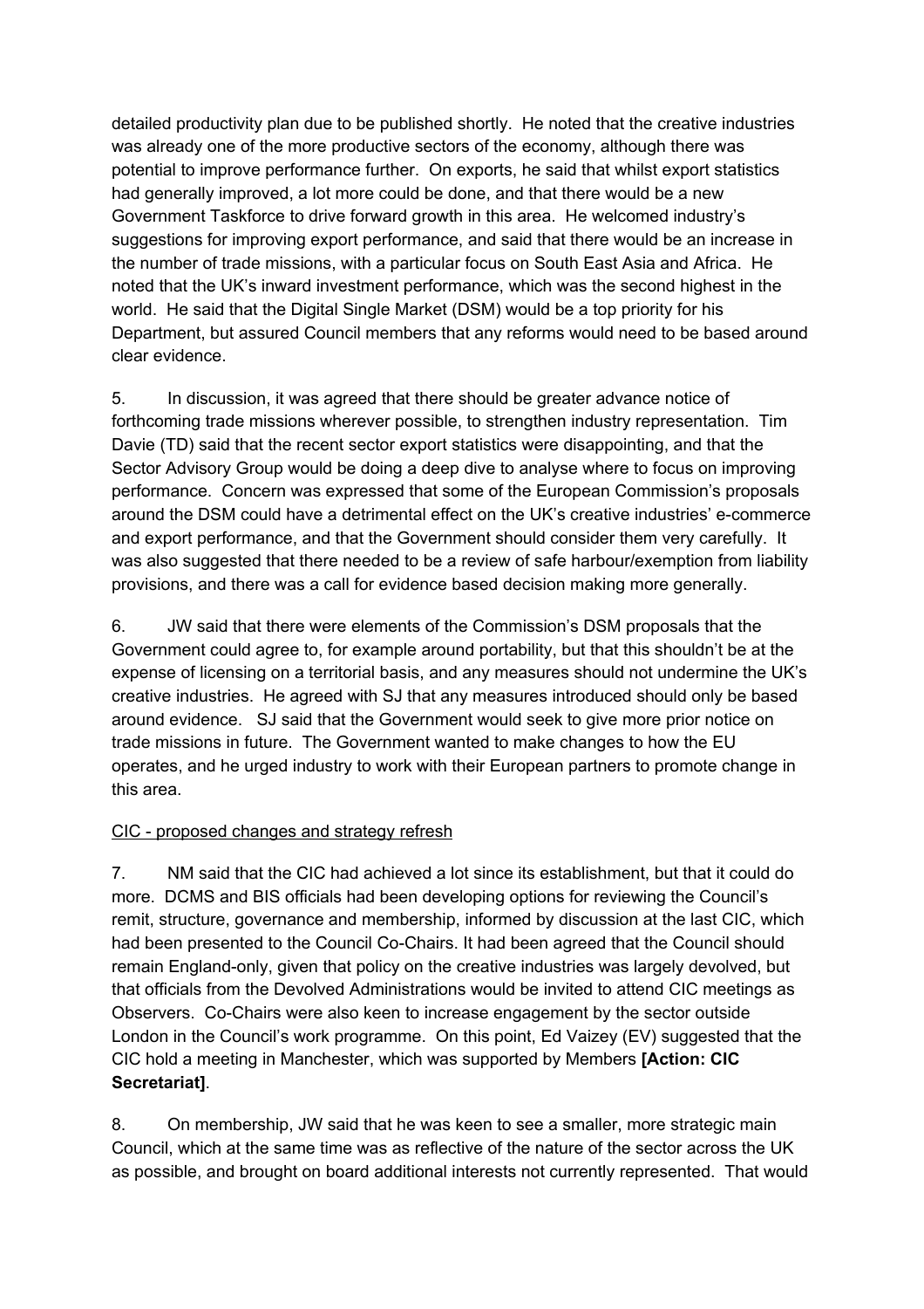detailed productivity plan due to be published shortly. He noted that the creative industries was already one of the more productive sectors of the economy, although there was potential to improve performance further. On exports, he said that whilst export statistics had generally improved, a lot more could be done, and that there would be a new Government Taskforce to drive forward growth in this area. He welcomed industry's suggestions for improving export performance, and said that there would be an increase in the number of trade missions, with a particular focus on South East Asia and Africa. He noted that the UK's inward investment performance, which was the second highest in the world. He said that the Digital Single Market (DSM) would be a top priority for his Department, but assured Council members that any reforms would need to be based around clear evidence.

5. In discussion, it was agreed that there should be greater advance notice of forthcoming trade missions wherever possible, to strengthen industry representation. Tim Davie (TD) said that the recent sector export statistics were disappointing, and that the Sector Advisory Group would be doing a deep dive to analyse where to focus on improving performance. Concern was expressed that some of the European Commission's proposals around the DSM could have a detrimental effect on the UK's creative industries' e-commerce and export performance, and that the Government should consider them very carefully. It was also suggested that there needed to be a review of safe harbour/exemption from liability provisions, and there was a call for evidence based decision making more generally.

6. JW said that there were elements of the Commission's DSM proposals that the Government could agree to, for example around portability, but that this shouldn't be at the expense of licensing on a territorial basis, and any measures should not undermine the UK's creative industries. He agreed with SJ that any measures introduced should only be based around evidence. SJ said that the Government would seek to give more prior notice on trade missions in future. The Government wanted to make changes to how the EU operates, and he urged industry to work with their European partners to promote change in this area.

<u>CIC - proposed changes and strategy refresh</u>

7. NM said that the CIC had achieved a lot since its establishment, but that it could do more. DCMS and BIS officials had been developing options for reviewing the Council's remit, structure, governance and membership, informed by discussion at the last CIC, which had been presented to the Council Co-Chairs. It had been agreed that the Council should remain England-only, given that policy on the creative industries was largely devolved, but that officials from the Devolved Administrations would be invited to attend CIC meetings as Observers. Co-Chairs were also keen to increase engagement by the sector outside London in the Council's work programme. On this point, Ed Vaizey (EV) suggested that the CIC hold a meeting in Manchester, which was supported by Members **[Action: CIC Secretariat]**.

8. On membership, JW said that he was keen to see a smaller, more strategic main Council, which at the same time was as reflective of the nature of the sector across the UK as possible, and brought on board additional interests not currently represented. That would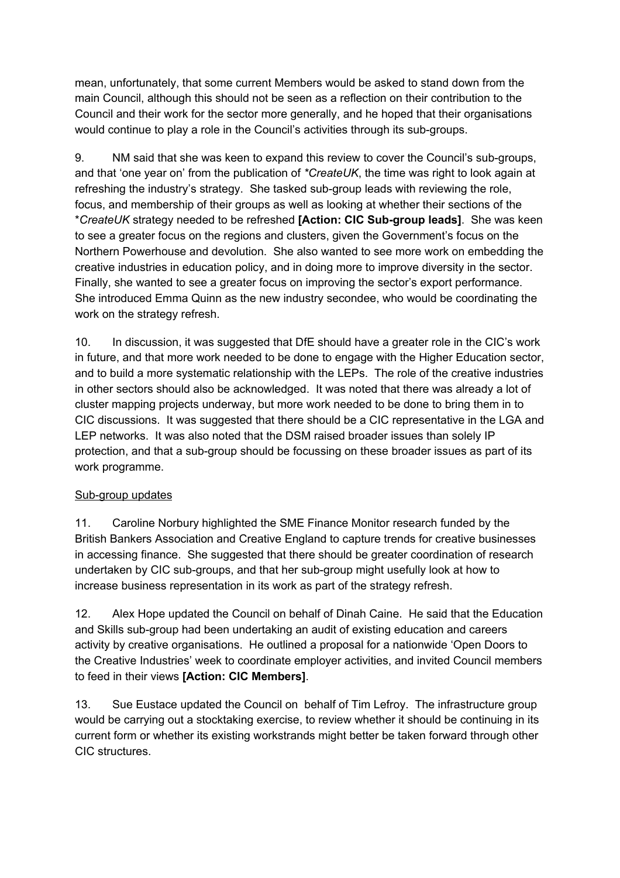mean, unfortunately, that some current Members would be asked to stand down from the main Council, although this should not be seen as a reflection on their contribution to the Council and their work for the sector more generally, and he hoped that their organisations would continue to play a role in the Council's activities through its sub-groups.

9. NM said that she was keen to expand this review to cover the Council's sub-groups, and that 'one year on' from the publication of **CreateUK*, the time was right to look again at refreshing the industry's strategy. She tasked sub-group leads with reviewing the role, focus, and membership of their groups as well as looking at whether their sections of the **CreateUK* strategy needed to be refreshed **[Action: CIC Sub-group leads]**. She was keen to see a greater focus on the regions and clusters, given the Government's focus on the Northern Powerhouse and devolution. She also wanted to see more work on embedding the creative industries in education policy, and in doing more to improve diversity in the sector. Finally, she wanted to see a greater focus on improving the sector's export performance. She introduced Emma Quinn as the new industry secondee, who would be coordinating the work on the strategy refresh.

10. In discussion, it was suggested that DfE should have a greater role in the CIC's work in future, and that more work needed to be done to engage with the Higher Education sector, and to build a more systematic relationship with the LEPs. The role of the creative industries in other sectors should also be acknowledged. It was noted that there was already a lot of cluster mapping projects underway, but more work needed to be done to bring them in to CIC discussions. It was suggested that there should be a CIC representative in the LGA and LEP networks. It was also noted that the DSM raised broader issues than solely IP protection, and that a sub-group should be focussing on these broader issues as part of its work programme.

<u>Sub-group updates</u>

11. Caroline Norbury highlighted the SME Finance Monitor research funded by the British Bankers Association and Creative England to capture trends for creative businesses in accessing finance. She suggested that there should be greater coordination of research undertaken by CIC sub-groups, and that her sub-group might usefully look at how to increase business representation in its work as part of the strategy refresh.

12. Alex Hope updated the Council on behalf of Dinah Caine. He said that the Education and Skills sub-group had been undertaking an audit of existing education and careers activity by creative organisations. He outlined a proposal for a nationwide 'Open Doors to the Creative Industries' week to coordinate employer activities, and invited Council members to feed in their views **[Action: CIC Members]**.

13. Sue Eustace updated the Council on behalf of Tim Lefroy. The infrastructure group would be carrying out a stocktaking exercise, to review whether it should be continuing in its current form or whether its existing workstrands might better be taken forward through other CIC structures.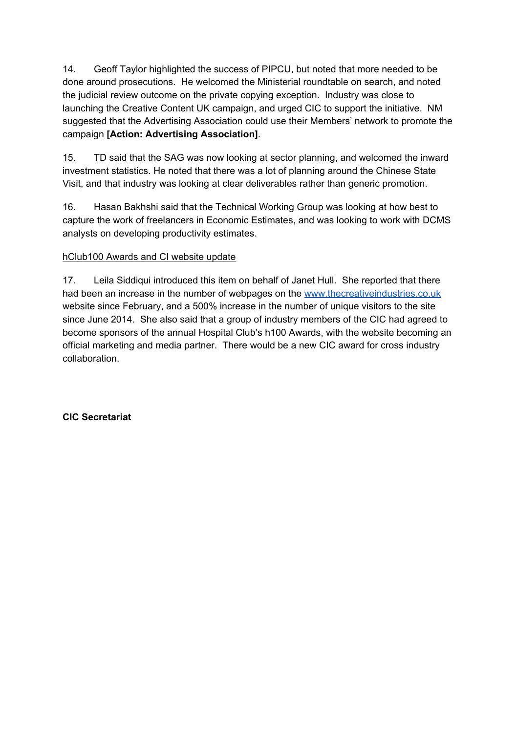14. Geoff Taylor highlighted the success of PIPCU, but noted that more needed to be done around prosecutions. He welcomed the Ministerial roundtable on search, and noted the judicial review outcome on the private copying exception. Industry was close to launching the Creative Content UK campaign, and urged CIC to support the initiative. NM suggested that the Advertising Association could use their Members' network to promote the campaign **[Action: Advertising Association]**.

15. TD said that the SAG was now looking at sector planning, and welcomed the inward investment statistics. He noted that there was a lot of planning around the Chinese State Visit, and that industry was looking at clear deliverables rather than generic promotion.

16. Hasan Bakhshi said that the Technical Working Group was looking at how best to capture the work of freelancers in Economic Estimates, and was looking to work with DCMS analysts on developing productivity estimates.

<u>hClub100 Awards and CI website update</u>

17. Leila Siddiqui introduced this item on behalf of Janet Hull. She reported that there had been an increase in the number of webpages on the [www.thecreativeindustries.co.uk](http://www.thecreativeindustries.co.uk) website since February, and a 500% increase in the number of unique visitors to the site since June 2014. She also said that a group of industry members of the CIC had agreed to become sponsors of the annual Hospital Club's h100 Awards, with the website becoming an official marketing and media partner. There would be a new CIC award for cross industry collaboration.

**CIC Secretariat**